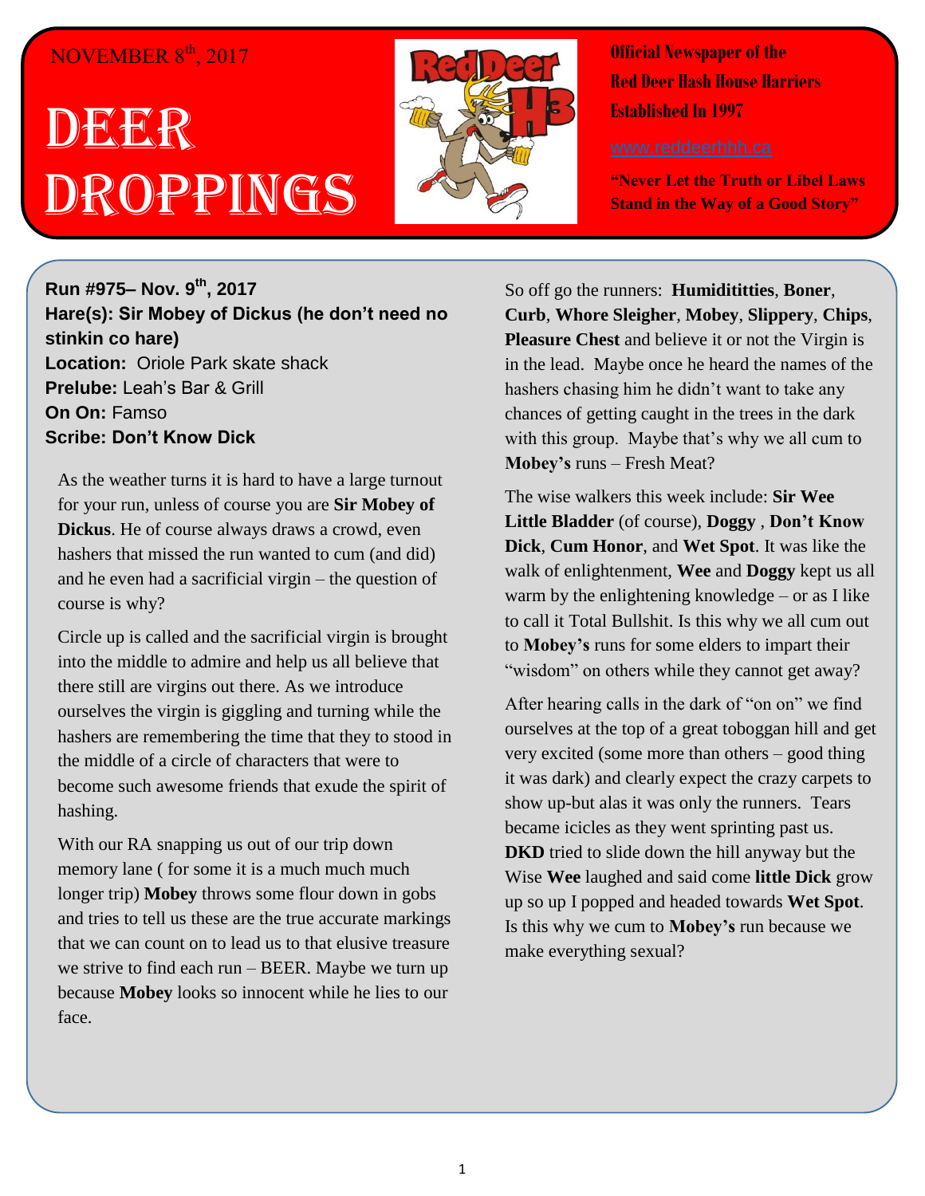NOVEMBER 8th, 2017

# DEER DROPPINGS

**Official Newspaper of the Red Deer Hash House Harriers Established In 1997**

www.reddeerhhh.ca

**"Never Let the Truth or Libel Laws Stand in the Way of a Good Story"**

**Run #975– Nov. 9th, 2017**
**Hare(s): Sir Mobey of Dickus (he don't need no stinkin co hare)**
**Location:** Oriole Park skate shack
**Prelube:** Leah's Bar & Grill
**On On:** Famso
**Scribe: Don't Know Dick**

As the weather turns it is hard to have a large turnout for your run, unless of course you are **Sir Mobey of Dickus**. He of course always draws a crowd, even hashers that missed the run wanted to cum (and did) and he even had a sacrificial virgin – the question of course is why?

Circle up is called and the sacrificial virgin is brought into the middle to admire and help us all believe that there still are virgins out there. As we introduce ourselves the virgin is giggling and turning while the hashers are remembering the time that they to stood in the middle of a circle of characters that were to become such awesome friends that exude the spirit of hashing.

With our RA snapping us out of our trip down memory lane ( for some it is a much much much longer trip) **Mobey** throws some flour down in gobs and tries to tell us these are the true accurate markings that we can count on to lead us to that elusive treasure we strive to find each run – BEER. Maybe we turn up because **Mobey** looks so innocent while he lies to our face.

So off go the runners: **Humidititties**, **Boner**, **Curb**, **Whore Sleigher**, **Mobey**, **Slippery**, **Chips**, **Pleasure Chest** and believe it or not the Virgin is in the lead. Maybe once he heard the names of the hashers chasing him he didn't want to take any chances of getting caught in the trees in the dark with this group. Maybe that's why we all cum to **Mobey's** runs – Fresh Meat?

The wise walkers this week include: **Sir Wee Little Bladder** (of course), **Doggy** , **Don't Know Dick**, **Cum Honor**, and **Wet Spot**. It was like the walk of enlightenment, **Wee** and **Doggy** kept us all warm by the enlightening knowledge – or as I like to call it Total Bullshit. Is this why we all cum out to **Mobey's** runs for some elders to impart their "wisdom" on others while they cannot get away?

After hearing calls in the dark of "on on" we find ourselves at the top of a great toboggan hill and get very excited (some more than others – good thing it was dark) and clearly expect the crazy carpets to show up-but alas it was only the runners. Tears became icicles as they went sprinting past us. **DKD** tried to slide down the hill anyway but the Wise **Wee** laughed and said come **little Dick** grow up so up I popped and headed towards **Wet Spot**. Is this why we cum to **Mobey's** run because we make everything sexual?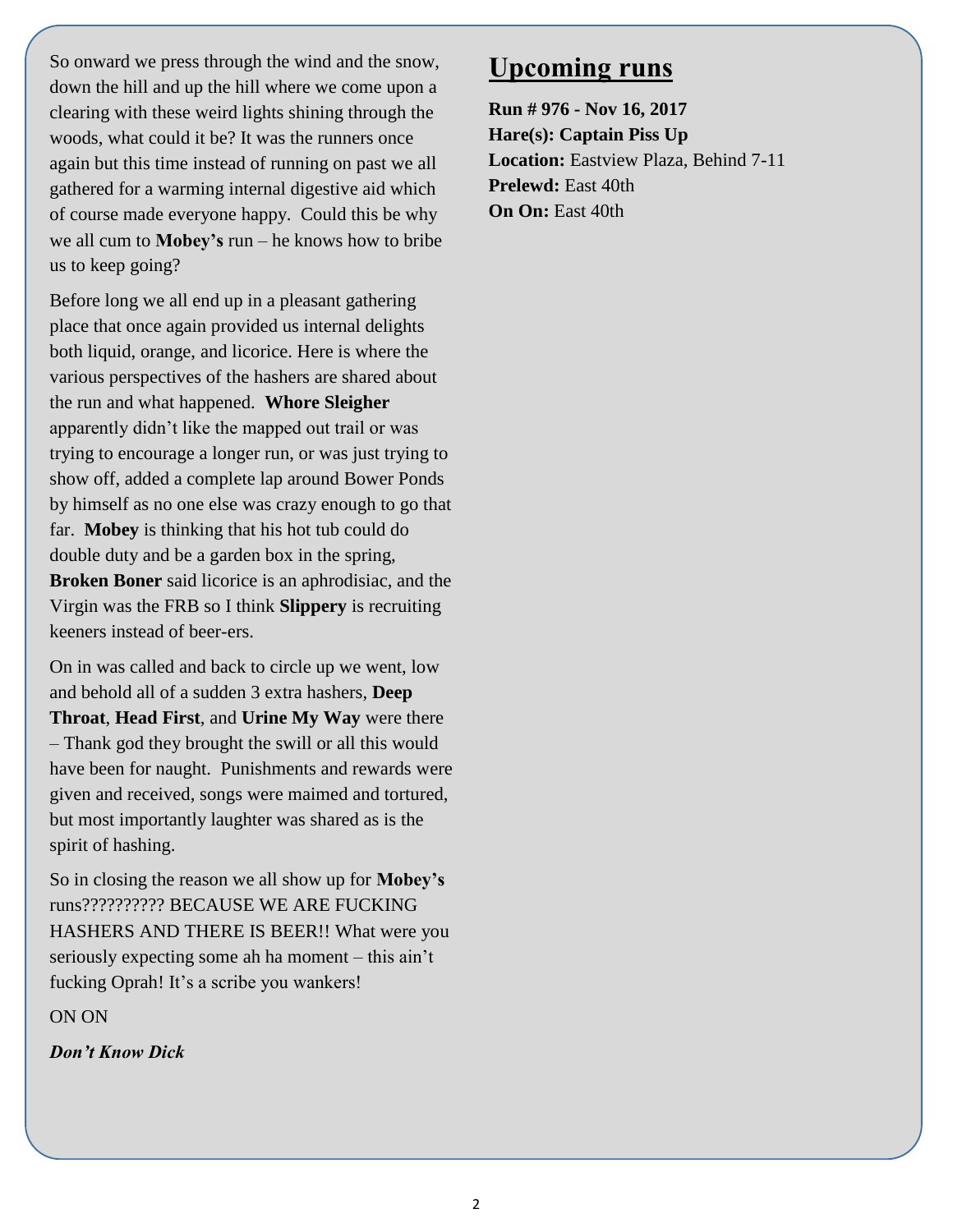So onward we press through the wind and the snow, down the hill and up the hill where we come upon a clearing with these weird lights shining through the woods, what could it be? It was the runners once again but this time instead of running on past we all gathered for a warming internal digestive aid which of course made everyone happy. Could this be why we all cum to **Mobey's** run – he knows how to bribe us to keep going?

Before long we all end up in a pleasant gathering place that once again provided us internal delights both liquid, orange, and licorice. Here is where the various perspectives of the hashers are shared about the run and what happened. **Whore Sleigher** apparently didn't like the mapped out trail or was trying to encourage a longer run, or was just trying to show off, added a complete lap around Bower Ponds by himself as no one else was crazy enough to go that far. **Mobey** is thinking that his hot tub could do double duty and be a garden box in the spring, **Broken Boner** said licorice is an aphrodisiac, and the Virgin was the FRB so I think **Slippery** is recruiting keeners instead of beer-ers.

On in was called and back to circle up we went, low and behold all of a sudden 3 extra hashers, **Deep Throat**, **Head First**, and **Urine My Way** were there – Thank god they brought the swill or all this would have been for naught. Punishments and rewards were given and received, songs were maimed and tortured, but most importantly laughter was shared as is the spirit of hashing.

So in closing the reason we all show up for **Mobey's** runs?????????? BECAUSE WE ARE FUCKING HASHERS AND THERE IS BEER!! What were you seriously expecting some ah ha moment – this ain't fucking Oprah! It's a scribe you wankers!

ON ON

***Don't Know Dick***

## Upcoming runs

**Run # 976 - Nov 16, 2017**
**Hare(s): Captain Piss Up**
**Location:** Eastview Plaza, Behind 7-11
**Prelewd:** East 40th
**On On:** East 40th